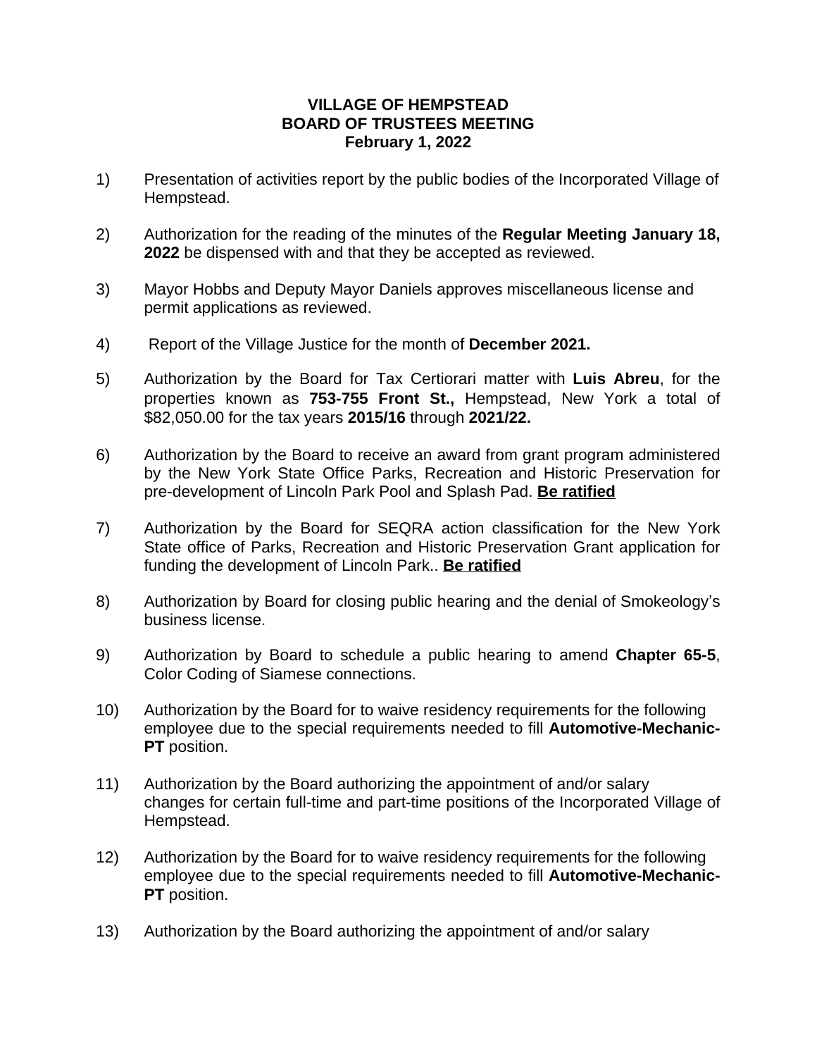**VILLAGE OF HEMPSTEAD**
**BOARD OF TRUSTEES MEETING**
**February 1, 2022**

1) Presentation of activities report by the public bodies of the Incorporated Village of Hempstead.

2) Authorization for the reading of the minutes of the **Regular Meeting January 18, 2022** be dispensed with and that they be accepted as reviewed.

3) Mayor Hobbs and Deputy Mayor Daniels approves miscellaneous license and permit applications as reviewed.

4) Report of the Village Justice for the month of **December 2021.**

5) Authorization by the Board for Tax Certiorari matter with **Luis Abreu**, for the properties known as **753-755 Front St.,** Hempstead, New York a total of $82,050.00 for the tax years **2015/16** through **2021/22.**

6) Authorization by the Board to receive an award from grant program administered by the New York State Office Parks, Recreation and Historic Preservation for pre-development of Lincoln Park Pool and Splash Pad. **Be ratified**

7) Authorization by the Board for SEQRA action classification for the New York State office of Parks, Recreation and Historic Preservation Grant application for funding the development of Lincoln Park.. **Be ratified**

8) Authorization by Board for closing public hearing and the denial of Smokeology's business license.

9) Authorization by Board to schedule a public hearing to amend **Chapter 65-5**, Color Coding of Siamese connections.

10) Authorization by the Board for to waive residency requirements for the following employee due to the special requirements needed to fill **Automotive-Mechanic-PT** position.

11) Authorization by the Board authorizing the appointment of and/or salary changes for certain full-time and part-time positions of the Incorporated Village of Hempstead.

12) Authorization by the Board for to waive residency requirements for the following employee due to the special requirements needed to fill **Automotive-Mechanic-PT** position.

13) Authorization by the Board authorizing the appointment of and/or salary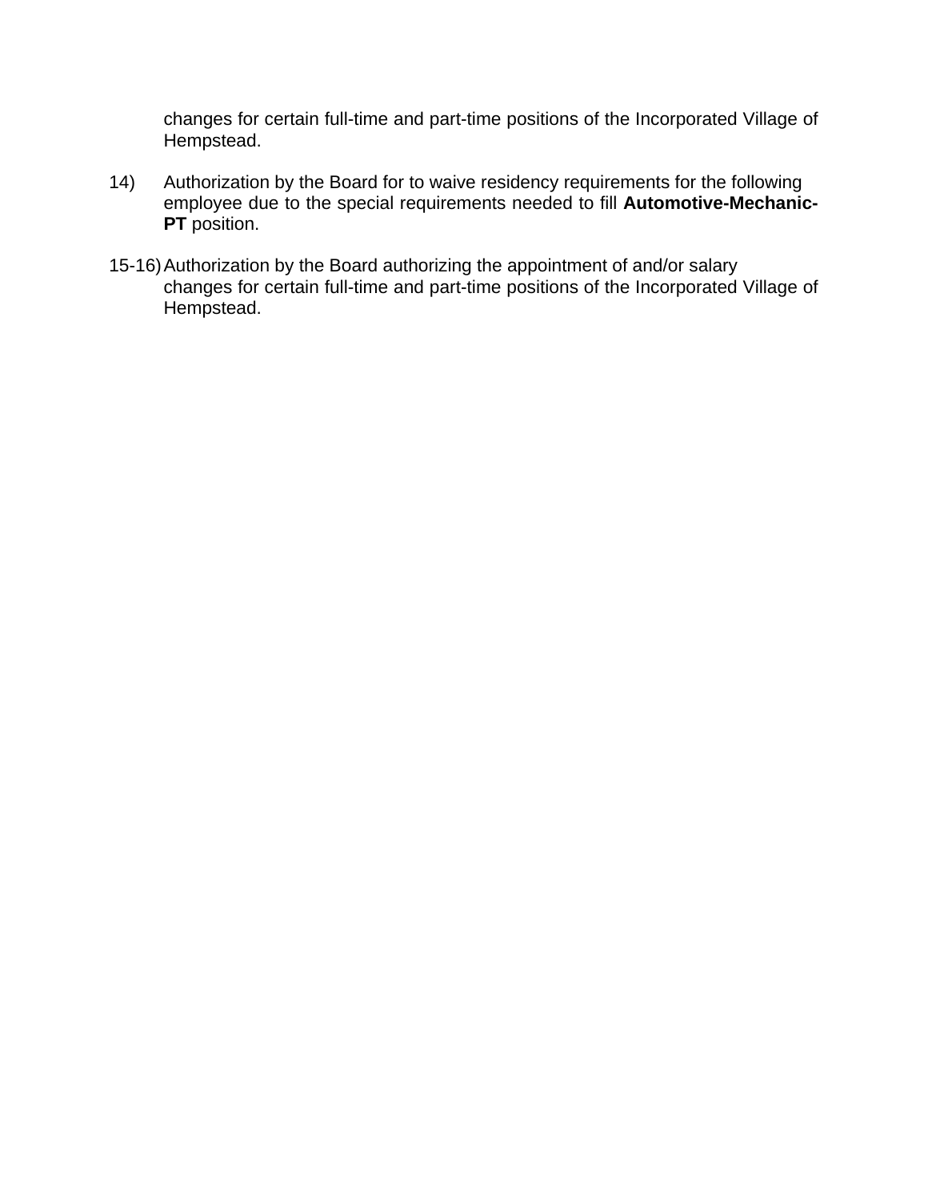changes for certain full-time and part-time positions of the Incorporated Village of Hempstead.

14) Authorization by the Board for to waive residency requirements for the following employee due to the special requirements needed to fill **Automotive-Mechanic-PT** position.

15-16) Authorization by the Board authorizing the appointment of and/or salary changes for certain full-time and part-time positions of the Incorporated Village of Hempstead.